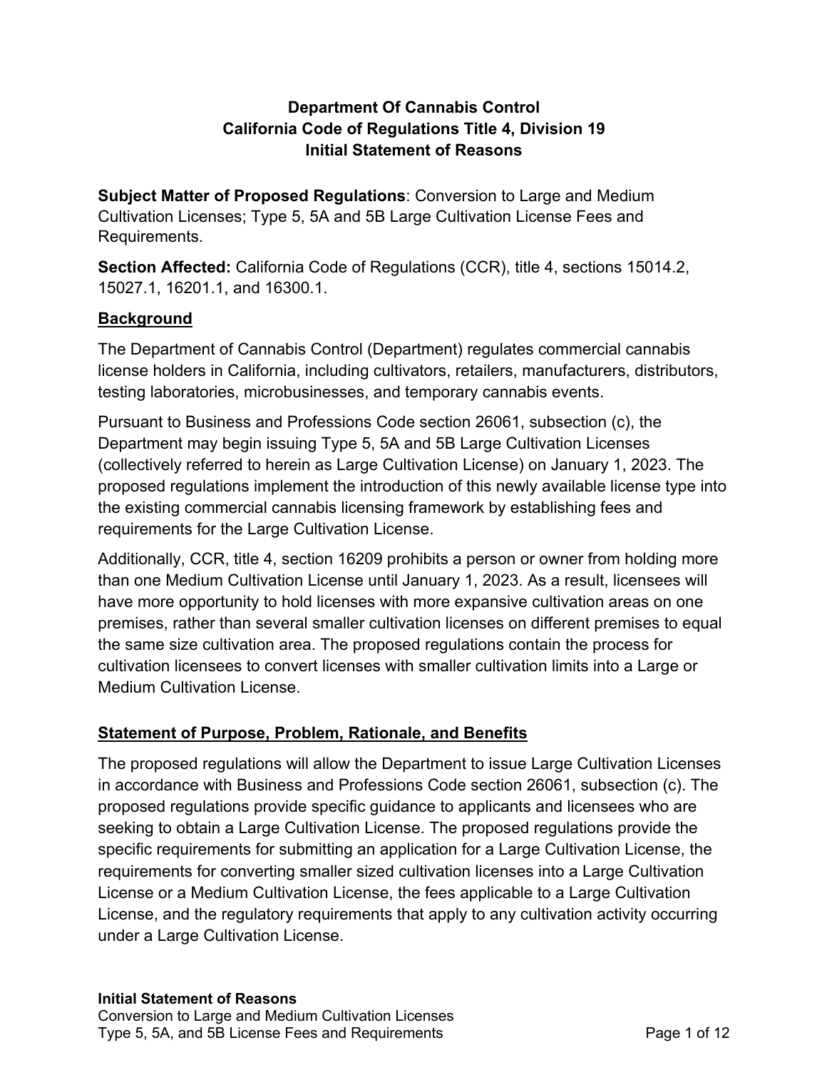# Department Of Cannabis Control
# California Code of Regulations Title 4, Division 19
# Initial Statement of Reasons

**Subject Matter of Proposed Regulations**: Conversion to Large and Medium Cultivation Licenses; Type 5, 5A and 5B Large Cultivation License Fees and Requirements.

**Section Affected:** California Code of Regulations (CCR), title 4, sections 15014.2, 15027.1, 16201.1, and 16300.1.

## Background

The Department of Cannabis Control (Department) regulates commercial cannabis license holders in California, including cultivators, retailers, manufacturers, distributors, testing laboratories, microbusinesses, and temporary cannabis events.

Pursuant to Business and Professions Code section 26061, subsection (c), the Department may begin issuing Type 5, 5A and 5B Large Cultivation Licenses (collectively referred to herein as Large Cultivation License) on January 1, 2023. The proposed regulations implement the introduction of this newly available license type into the existing commercial cannabis licensing framework by establishing fees and requirements for the Large Cultivation License.

Additionally, CCR, title 4, section 16209 prohibits a person or owner from holding more than one Medium Cultivation License until January 1, 2023. As a result, licensees will have more opportunity to hold licenses with more expansive cultivation areas on one premises, rather than several smaller cultivation licenses on different premises to equal the same size cultivation area. The proposed regulations contain the process for cultivation licensees to convert licenses with smaller cultivation limits into a Large or Medium Cultivation License.

## Statement of Purpose, Problem, Rationale, and Benefits

The proposed regulations will allow the Department to issue Large Cultivation Licenses in accordance with Business and Professions Code section 26061, subsection (c). The proposed regulations provide specific guidance to applicants and licensees who are seeking to obtain a Large Cultivation License. The proposed regulations provide the specific requirements for submitting an application for a Large Cultivation License, the requirements for converting smaller sized cultivation licenses into a Large Cultivation License or a Medium Cultivation License, the fees applicable to a Large Cultivation License, and the regulatory requirements that apply to any cultivation activity occurring under a Large Cultivation License.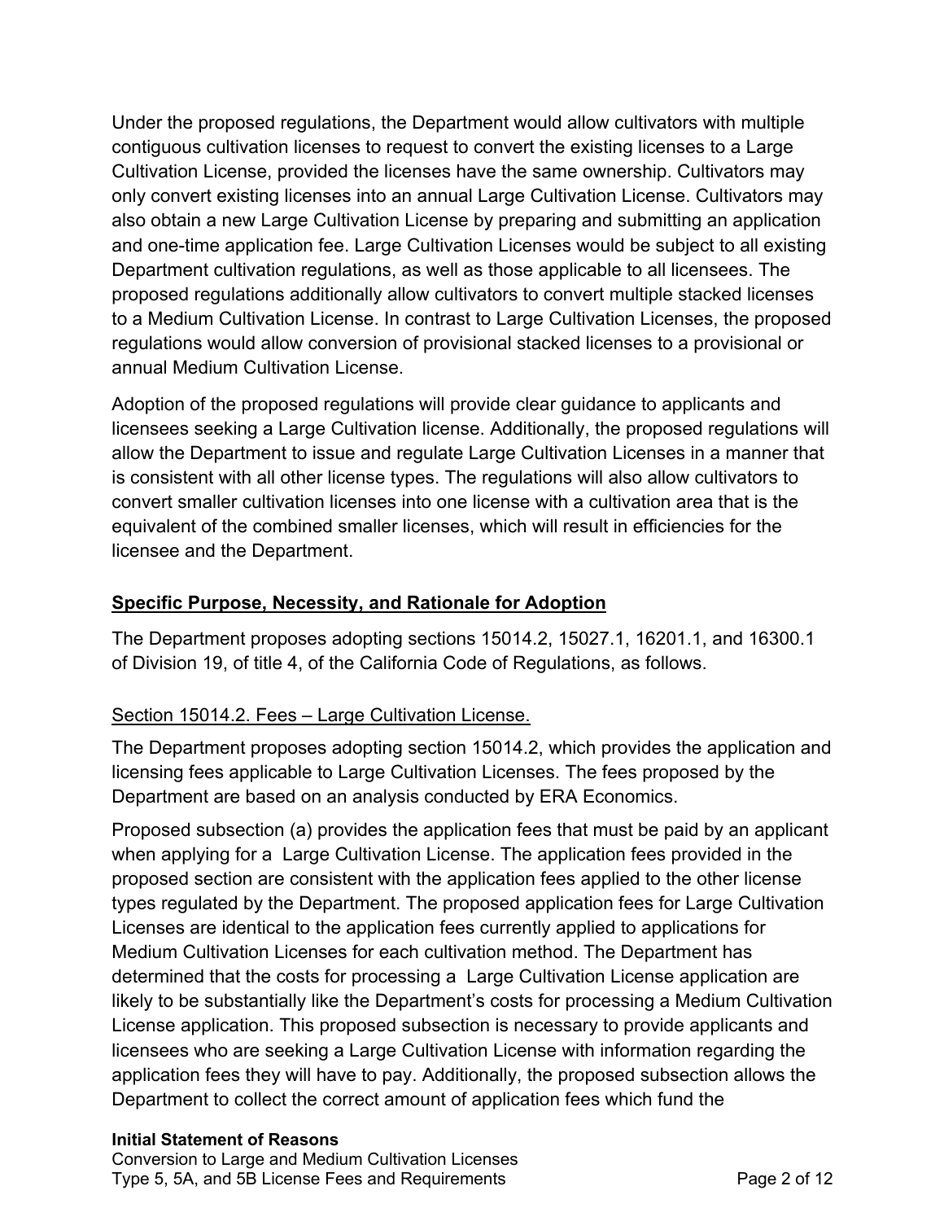Under the proposed regulations, the Department would allow cultivators with multiple contiguous cultivation licenses to request to convert the existing licenses to a Large Cultivation License, provided the licenses have the same ownership. Cultivators may only convert existing licenses into an annual Large Cultivation License. Cultivators may also obtain a new Large Cultivation License by preparing and submitting an application and one-time application fee. Large Cultivation Licenses would be subject to all existing Department cultivation regulations, as well as those applicable to all licensees. The proposed regulations additionally allow cultivators to convert multiple stacked licenses to a Medium Cultivation License. In contrast to Large Cultivation Licenses, the proposed regulations would allow conversion of provisional stacked licenses to a provisional or annual Medium Cultivation License.

Adoption of the proposed regulations will provide clear guidance to applicants and licensees seeking a Large Cultivation license. Additionally, the proposed regulations will allow the Department to issue and regulate Large Cultivation Licenses in a manner that is consistent with all other license types. The regulations will also allow cultivators to convert smaller cultivation licenses into one license with a cultivation area that is the equivalent of the combined smaller licenses, which will result in efficiencies for the licensee and the Department.

## Specific Purpose, Necessity, and Rationale for Adoption

The Department proposes adopting sections 15014.2, 15027.1, 16201.1, and 16300.1 of Division 19, of title 4, of the California Code of Regulations, as follows.

### Section 15014.2. Fees – Large Cultivation License.

The Department proposes adopting section 15014.2, which provides the application and licensing fees applicable to Large Cultivation Licenses. The fees proposed by the Department are based on an analysis conducted by ERA Economics.

Proposed subsection (a) provides the application fees that must be paid by an applicant when applying for a Large Cultivation License. The application fees provided in the proposed section are consistent with the application fees applied to the other license types regulated by the Department. The proposed application fees for Large Cultivation Licenses are identical to the application fees currently applied to applications for Medium Cultivation Licenses for each cultivation method. The Department has determined that the costs for processing a Large Cultivation License application are likely to be substantially like the Department's costs for processing a Medium Cultivation License application. This proposed subsection is necessary to provide applicants and licensees who are seeking a Large Cultivation License with information regarding the application fees they will have to pay. Additionally, the proposed subsection allows the Department to collect the correct amount of application fees which fund the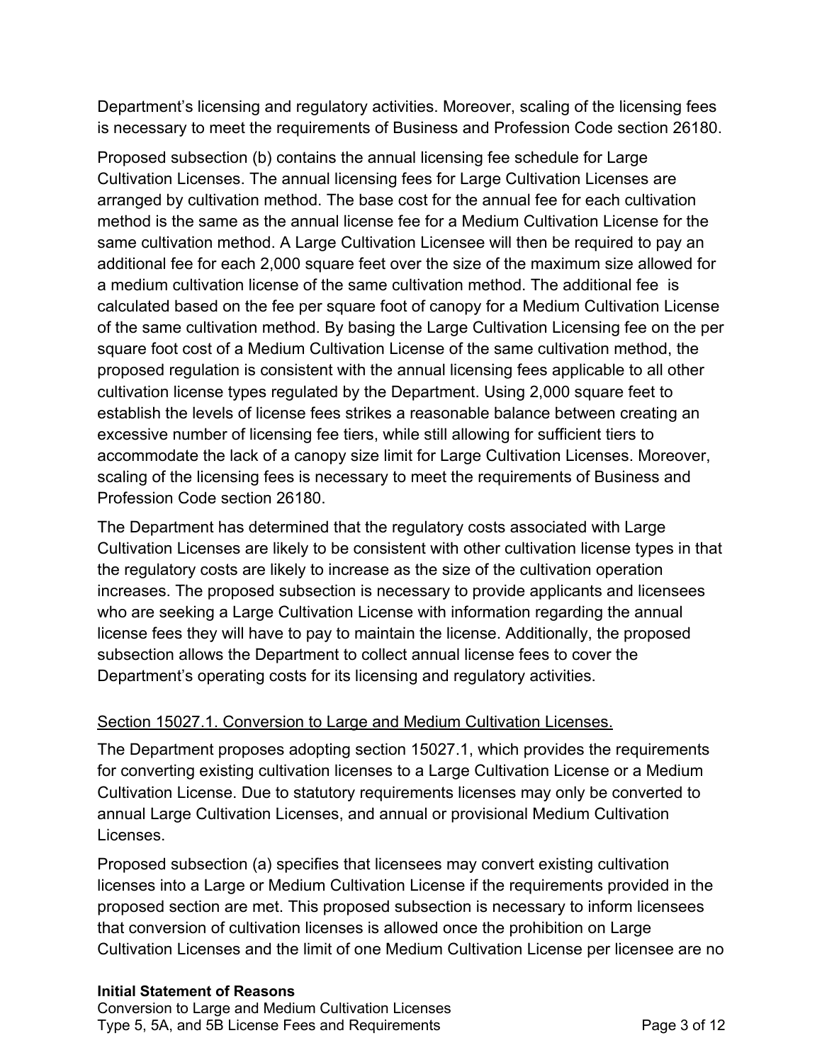Department's licensing and regulatory activities. Moreover, scaling of the licensing fees is necessary to meet the requirements of Business and Profession Code section 26180.

Proposed subsection (b) contains the annual licensing fee schedule for Large Cultivation Licenses. The annual licensing fees for Large Cultivation Licenses are arranged by cultivation method. The base cost for the annual fee for each cultivation method is the same as the annual license fee for a Medium Cultivation License for the same cultivation method. A Large Cultivation Licensee will then be required to pay an additional fee for each 2,000 square feet over the size of the maximum size allowed for a medium cultivation license of the same cultivation method. The additional fee is calculated based on the fee per square foot of canopy for a Medium Cultivation License of the same cultivation method. By basing the Large Cultivation Licensing fee on the per square foot cost of a Medium Cultivation License of the same cultivation method, the proposed regulation is consistent with the annual licensing fees applicable to all other cultivation license types regulated by the Department. Using 2,000 square feet to establish the levels of license fees strikes a reasonable balance between creating an excessive number of licensing fee tiers, while still allowing for sufficient tiers to accommodate the lack of a canopy size limit for Large Cultivation Licenses. Moreover, scaling of the licensing fees is necessary to meet the requirements of Business and Profession Code section 26180.

The Department has determined that the regulatory costs associated with Large Cultivation Licenses are likely to be consistent with other cultivation license types in that the regulatory costs are likely to increase as the size of the cultivation operation increases. The proposed subsection is necessary to provide applicants and licensees who are seeking a Large Cultivation License with information regarding the annual license fees they will have to pay to maintain the license. Additionally, the proposed subsection allows the Department to collect annual license fees to cover the Department's operating costs for its licensing and regulatory activities.

<u>Section 15027.1. Conversion to Large and Medium Cultivation Licenses.</u>

The Department proposes adopting section 15027.1, which provides the requirements for converting existing cultivation licenses to a Large Cultivation License or a Medium Cultivation License. Due to statutory requirements licenses may only be converted to annual Large Cultivation Licenses, and annual or provisional Medium Cultivation Licenses.

Proposed subsection (a) specifies that licensees may convert existing cultivation licenses into a Large or Medium Cultivation License if the requirements provided in the proposed section are met. This proposed subsection is necessary to inform licensees that conversion of cultivation licenses is allowed once the prohibition on Large Cultivation Licenses and the limit of one Medium Cultivation License per licensee are no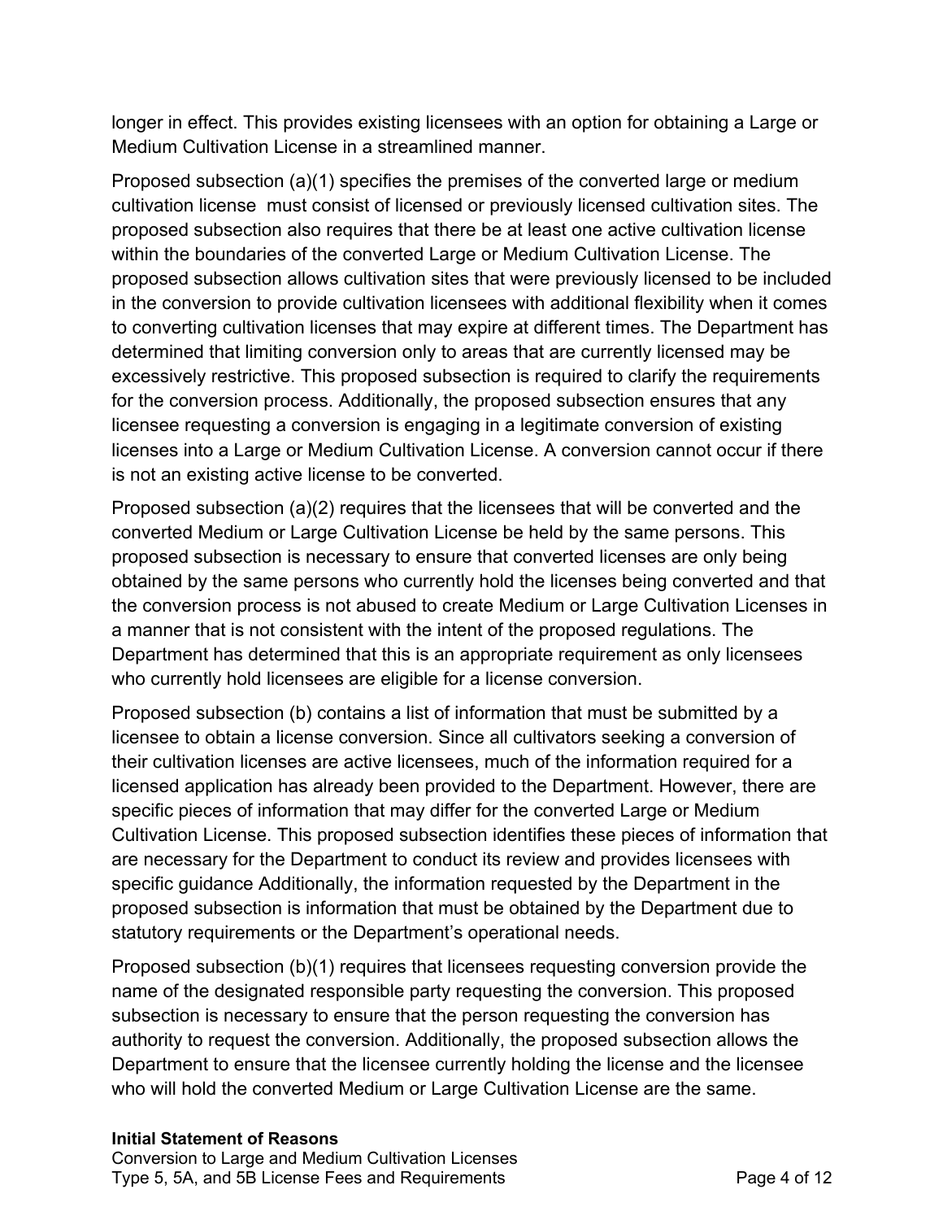longer in effect. This provides existing licensees with an option for obtaining a Large or Medium Cultivation License in a streamlined manner.

Proposed subsection (a)(1) specifies the premises of the converted large or medium cultivation license must consist of licensed or previously licensed cultivation sites. The proposed subsection also requires that there be at least one active cultivation license within the boundaries of the converted Large or Medium Cultivation License. The proposed subsection allows cultivation sites that were previously licensed to be included in the conversion to provide cultivation licensees with additional flexibility when it comes to converting cultivation licenses that may expire at different times. The Department has determined that limiting conversion only to areas that are currently licensed may be excessively restrictive. This proposed subsection is required to clarify the requirements for the conversion process. Additionally, the proposed subsection ensures that any licensee requesting a conversion is engaging in a legitimate conversion of existing licenses into a Large or Medium Cultivation License. A conversion cannot occur if there is not an existing active license to be converted.

Proposed subsection (a)(2) requires that the licensees that will be converted and the converted Medium or Large Cultivation License be held by the same persons. This proposed subsection is necessary to ensure that converted licenses are only being obtained by the same persons who currently hold the licenses being converted and that the conversion process is not abused to create Medium or Large Cultivation Licenses in a manner that is not consistent with the intent of the proposed regulations. The Department has determined that this is an appropriate requirement as only licensees who currently hold licensees are eligible for a license conversion.

Proposed subsection (b) contains a list of information that must be submitted by a licensee to obtain a license conversion. Since all cultivators seeking a conversion of their cultivation licenses are active licensees, much of the information required for a licensed application has already been provided to the Department. However, there are specific pieces of information that may differ for the converted Large or Medium Cultivation License. This proposed subsection identifies these pieces of information that are necessary for the Department to conduct its review and provides licensees with specific guidance Additionally, the information requested by the Department in the proposed subsection is information that must be obtained by the Department due to statutory requirements or the Department's operational needs.

Proposed subsection (b)(1) requires that licensees requesting conversion provide the name of the designated responsible party requesting the conversion. This proposed subsection is necessary to ensure that the person requesting the conversion has authority to request the conversion. Additionally, the proposed subsection allows the Department to ensure that the licensee currently holding the license and the licensee who will hold the converted Medium or Large Cultivation License are the same.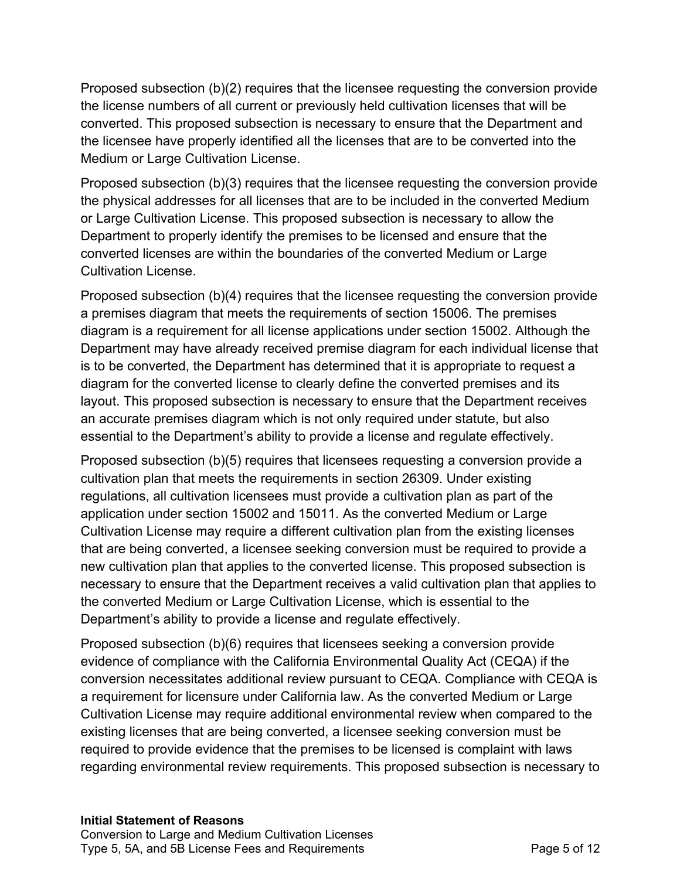Proposed subsection (b)(2) requires that the licensee requesting the conversion provide the license numbers of all current or previously held cultivation licenses that will be converted. This proposed subsection is necessary to ensure that the Department and the licensee have properly identified all the licenses that are to be converted into the Medium or Large Cultivation License.

Proposed subsection (b)(3) requires that the licensee requesting the conversion provide the physical addresses for all licenses that are to be included in the converted Medium or Large Cultivation License. This proposed subsection is necessary to allow the Department to properly identify the premises to be licensed and ensure that the converted licenses are within the boundaries of the converted Medium or Large Cultivation License.

Proposed subsection (b)(4) requires that the licensee requesting the conversion provide a premises diagram that meets the requirements of section 15006. The premises diagram is a requirement for all license applications under section 15002. Although the Department may have already received premise diagram for each individual license that is to be converted, the Department has determined that it is appropriate to request a diagram for the converted license to clearly define the converted premises and its layout. This proposed subsection is necessary to ensure that the Department receives an accurate premises diagram which is not only required under statute, but also essential to the Department's ability to provide a license and regulate effectively.

Proposed subsection (b)(5) requires that licensees requesting a conversion provide a cultivation plan that meets the requirements in section 26309. Under existing regulations, all cultivation licensees must provide a cultivation plan as part of the application under section 15002 and 15011. As the converted Medium or Large Cultivation License may require a different cultivation plan from the existing licenses that are being converted, a licensee seeking conversion must be required to provide a new cultivation plan that applies to the converted license. This proposed subsection is necessary to ensure that the Department receives a valid cultivation plan that applies to the converted Medium or Large Cultivation License, which is essential to the Department's ability to provide a license and regulate effectively.

Proposed subsection (b)(6) requires that licensees seeking a conversion provide evidence of compliance with the California Environmental Quality Act (CEQA) if the conversion necessitates additional review pursuant to CEQA. Compliance with CEQA is a requirement for licensure under California law. As the converted Medium or Large Cultivation License may require additional environmental review when compared to the existing licenses that are being converted, a licensee seeking conversion must be required to provide evidence that the premises to be licensed is complaint with laws regarding environmental review requirements. This proposed subsection is necessary to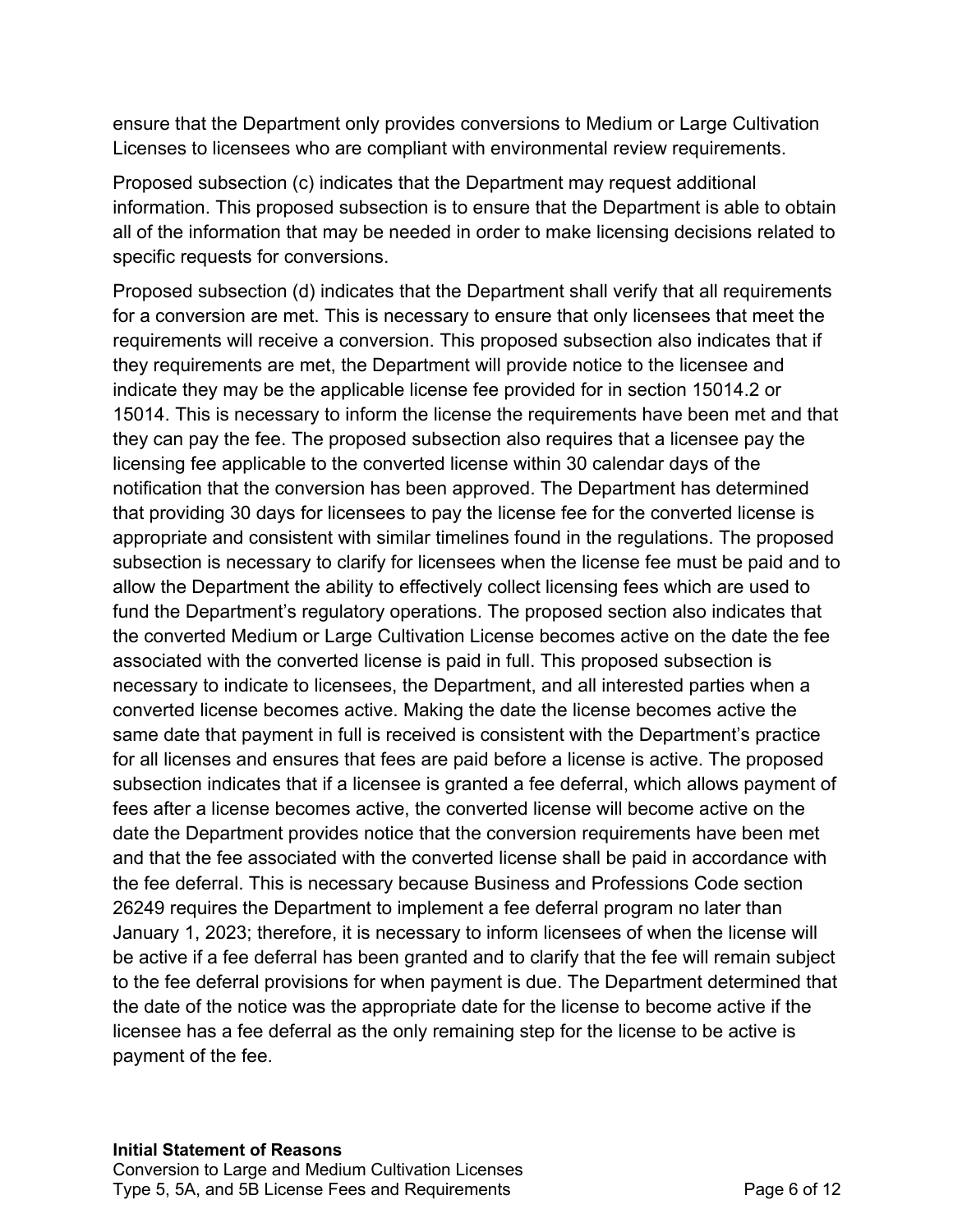ensure that the Department only provides conversions to Medium or Large Cultivation Licenses to licensees who are compliant with environmental review requirements.

Proposed subsection (c) indicates that the Department may request additional information. This proposed subsection is to ensure that the Department is able to obtain all of the information that may be needed in order to make licensing decisions related to specific requests for conversions.

Proposed subsection (d) indicates that the Department shall verify that all requirements for a conversion are met. This is necessary to ensure that only licensees that meet the requirements will receive a conversion. This proposed subsection also indicates that if they requirements are met, the Department will provide notice to the licensee and indicate they may be the applicable license fee provided for in section 15014.2 or 15014. This is necessary to inform the license the requirements have been met and that they can pay the fee. The proposed subsection also requires that a licensee pay the licensing fee applicable to the converted license within 30 calendar days of the notification that the conversion has been approved. The Department has determined that providing 30 days for licensees to pay the license fee for the converted license is appropriate and consistent with similar timelines found in the regulations. The proposed subsection is necessary to clarify for licensees when the license fee must be paid and to allow the Department the ability to effectively collect licensing fees which are used to fund the Department's regulatory operations. The proposed section also indicates that the converted Medium or Large Cultivation License becomes active on the date the fee associated with the converted license is paid in full. This proposed subsection is necessary to indicate to licensees, the Department, and all interested parties when a converted license becomes active. Making the date the license becomes active the same date that payment in full is received is consistent with the Department's practice for all licenses and ensures that fees are paid before a license is active. The proposed subsection indicates that if a licensee is granted a fee deferral, which allows payment of fees after a license becomes active, the converted license will become active on the date the Department provides notice that the conversion requirements have been met and that the fee associated with the converted license shall be paid in accordance with the fee deferral. This is necessary because Business and Professions Code section 26249 requires the Department to implement a fee deferral program no later than January 1, 2023; therefore, it is necessary to inform licensees of when the license will be active if a fee deferral has been granted and to clarify that the fee will remain subject to the fee deferral provisions for when payment is due. The Department determined that the date of the notice was the appropriate date for the license to become active if the licensee has a fee deferral as the only remaining step for the license to be active is payment of the fee.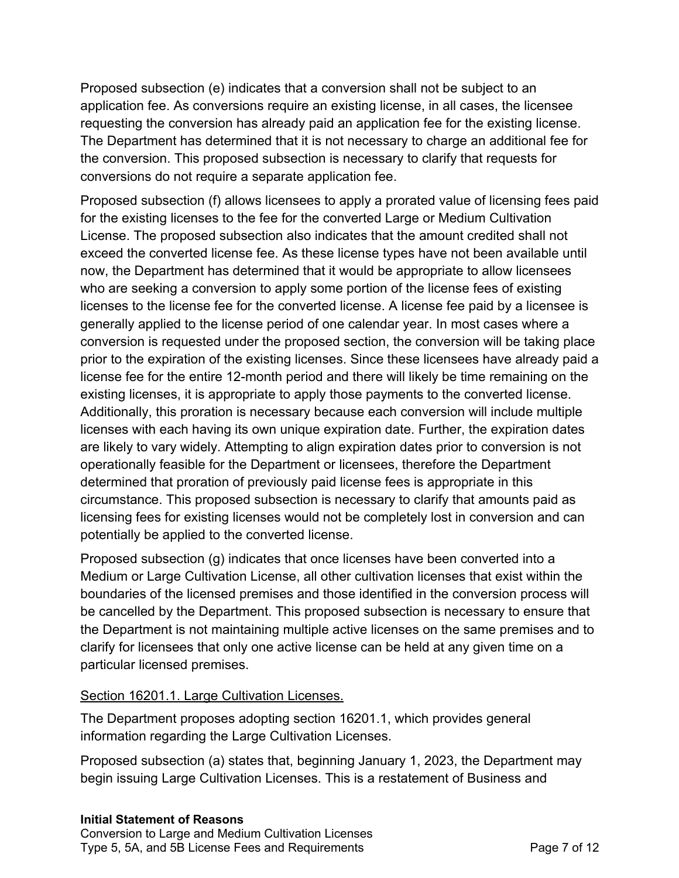Proposed subsection (e) indicates that a conversion shall not be subject to an application fee. As conversions require an existing license, in all cases, the licensee requesting the conversion has already paid an application fee for the existing license. The Department has determined that it is not necessary to charge an additional fee for the conversion. This proposed subsection is necessary to clarify that requests for conversions do not require a separate application fee.

Proposed subsection (f) allows licensees to apply a prorated value of licensing fees paid for the existing licenses to the fee for the converted Large or Medium Cultivation License. The proposed subsection also indicates that the amount credited shall not exceed the converted license fee. As these license types have not been available until now, the Department has determined that it would be appropriate to allow licensees who are seeking a conversion to apply some portion of the license fees of existing licenses to the license fee for the converted license. A license fee paid by a licensee is generally applied to the license period of one calendar year. In most cases where a conversion is requested under the proposed section, the conversion will be taking place prior to the expiration of the existing licenses. Since these licensees have already paid a license fee for the entire 12-month period and there will likely be time remaining on the existing licenses, it is appropriate to apply those payments to the converted license. Additionally, this proration is necessary because each conversion will include multiple licenses with each having its own unique expiration date. Further, the expiration dates are likely to vary widely. Attempting to align expiration dates prior to conversion is not operationally feasible for the Department or licensees, therefore the Department determined that proration of previously paid license fees is appropriate in this circumstance. This proposed subsection is necessary to clarify that amounts paid as licensing fees for existing licenses would not be completely lost in conversion and can potentially be applied to the converted license.

Proposed subsection (g) indicates that once licenses have been converted into a Medium or Large Cultivation License, all other cultivation licenses that exist within the boundaries of the licensed premises and those identified in the conversion process will be cancelled by the Department. This proposed subsection is necessary to ensure that the Department is not maintaining multiple active licenses on the same premises and to clarify for licensees that only one active license can be held at any given time on a particular licensed premises.

## Section 16201.1. Large Cultivation Licenses.

The Department proposes adopting section 16201.1, which provides general information regarding the Large Cultivation Licenses.

Proposed subsection (a) states that, beginning January 1, 2023, the Department may begin issuing Large Cultivation Licenses. This is a restatement of Business and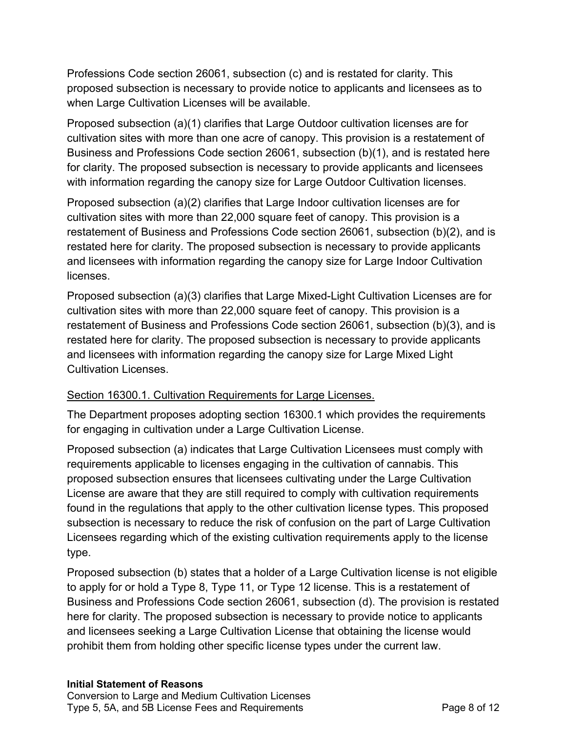Professions Code section 26061, subsection (c) and is restated for clarity. This proposed subsection is necessary to provide notice to applicants and licensees as to when Large Cultivation Licenses will be available.

Proposed subsection (a)(1) clarifies that Large Outdoor cultivation licenses are for cultivation sites with more than one acre of canopy. This provision is a restatement of Business and Professions Code section 26061, subsection (b)(1), and is restated here for clarity. The proposed subsection is necessary to provide applicants and licensees with information regarding the canopy size for Large Outdoor Cultivation licenses.

Proposed subsection (a)(2) clarifies that Large Indoor cultivation licenses are for cultivation sites with more than 22,000 square feet of canopy. This provision is a restatement of Business and Professions Code section 26061, subsection (b)(2), and is restated here for clarity. The proposed subsection is necessary to provide applicants and licensees with information regarding the canopy size for Large Indoor Cultivation licenses.

Proposed subsection (a)(3) clarifies that Large Mixed-Light Cultivation Licenses are for cultivation sites with more than 22,000 square feet of canopy. This provision is a restatement of Business and Professions Code section 26061, subsection (b)(3), and is restated here for clarity. The proposed subsection is necessary to provide applicants and licensees with information regarding the canopy size for Large Mixed Light Cultivation Licenses.

## Section 16300.1. Cultivation Requirements for Large Licenses.

The Department proposes adopting section 16300.1 which provides the requirements for engaging in cultivation under a Large Cultivation License.

Proposed subsection (a) indicates that Large Cultivation Licensees must comply with requirements applicable to licenses engaging in the cultivation of cannabis. This proposed subsection ensures that licensees cultivating under the Large Cultivation License are aware that they are still required to comply with cultivation requirements found in the regulations that apply to the other cultivation license types. This proposed subsection is necessary to reduce the risk of confusion on the part of Large Cultivation Licensees regarding which of the existing cultivation requirements apply to the license type.

Proposed subsection (b) states that a holder of a Large Cultivation license is not eligible to apply for or hold a Type 8, Type 11, or Type 12 license. This is a restatement of Business and Professions Code section 26061, subsection (d). The provision is restated here for clarity. The proposed subsection is necessary to provide notice to applicants and licensees seeking a Large Cultivation License that obtaining the license would prohibit them from holding other specific license types under the current law.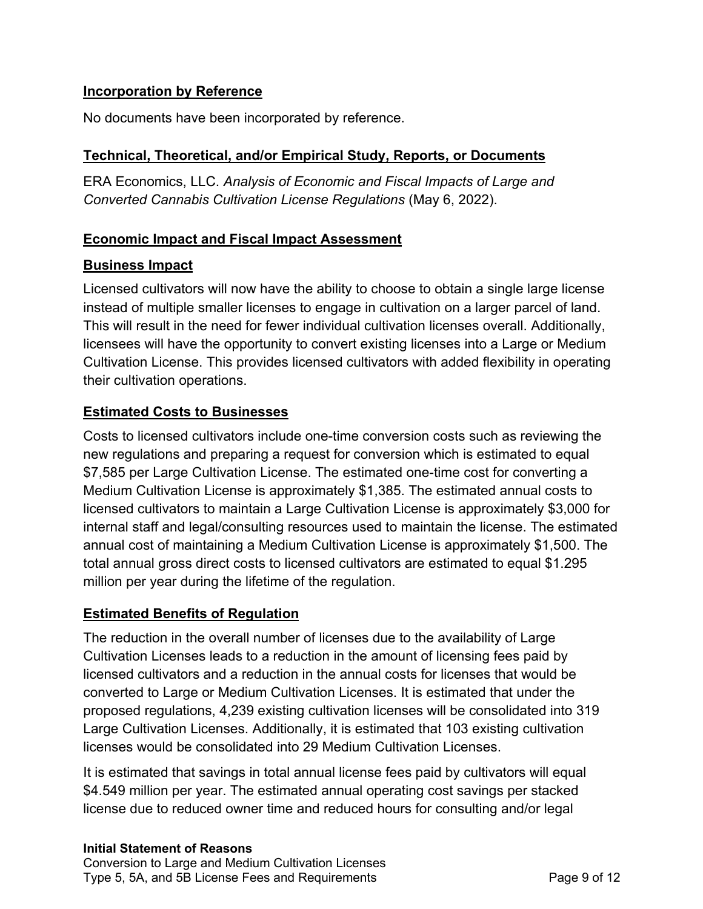## Incorporation by Reference

No documents have been incorporated by reference.

## Technical, Theoretical, and/or Empirical Study, Reports, or Documents

ERA Economics, LLC. *Analysis of Economic and Fiscal Impacts of Large and Converted Cannabis Cultivation License Regulations* (May 6, 2022).

## Economic Impact and Fiscal Impact Assessment

## Business Impact

Licensed cultivators will now have the ability to choose to obtain a single large license instead of multiple smaller licenses to engage in cultivation on a larger parcel of land. This will result in the need for fewer individual cultivation licenses overall. Additionally, licensees will have the opportunity to convert existing licenses into a Large or Medium Cultivation License. This provides licensed cultivators with added flexibility in operating their cultivation operations.

## Estimated Costs to Businesses

Costs to licensed cultivators include one-time conversion costs such as reviewing the new regulations and preparing a request for conversion which is estimated to equal $7,585 per Large Cultivation License. The estimated one-time cost for converting a Medium Cultivation License is approximately $1,385. The estimated annual costs to licensed cultivators to maintain a Large Cultivation License is approximately $3,000 for internal staff and legal/consulting resources used to maintain the license. The estimated annual cost of maintaining a Medium Cultivation License is approximately $1,500. The total annual gross direct costs to licensed cultivators are estimated to equal $1.295 million per year during the lifetime of the regulation.

## Estimated Benefits of Regulation

The reduction in the overall number of licenses due to the availability of Large Cultivation Licenses leads to a reduction in the amount of licensing fees paid by licensed cultivators and a reduction in the annual costs for licenses that would be converted to Large or Medium Cultivation Licenses. It is estimated that under the proposed regulations, 4,239 existing cultivation licenses will be consolidated into 319 Large Cultivation Licenses. Additionally, it is estimated that 103 existing cultivation licenses would be consolidated into 29 Medium Cultivation Licenses.

It is estimated that savings in total annual license fees paid by cultivators will equal $4.549 million per year. The estimated annual operating cost savings per stacked license due to reduced owner time and reduced hours for consulting and/or legal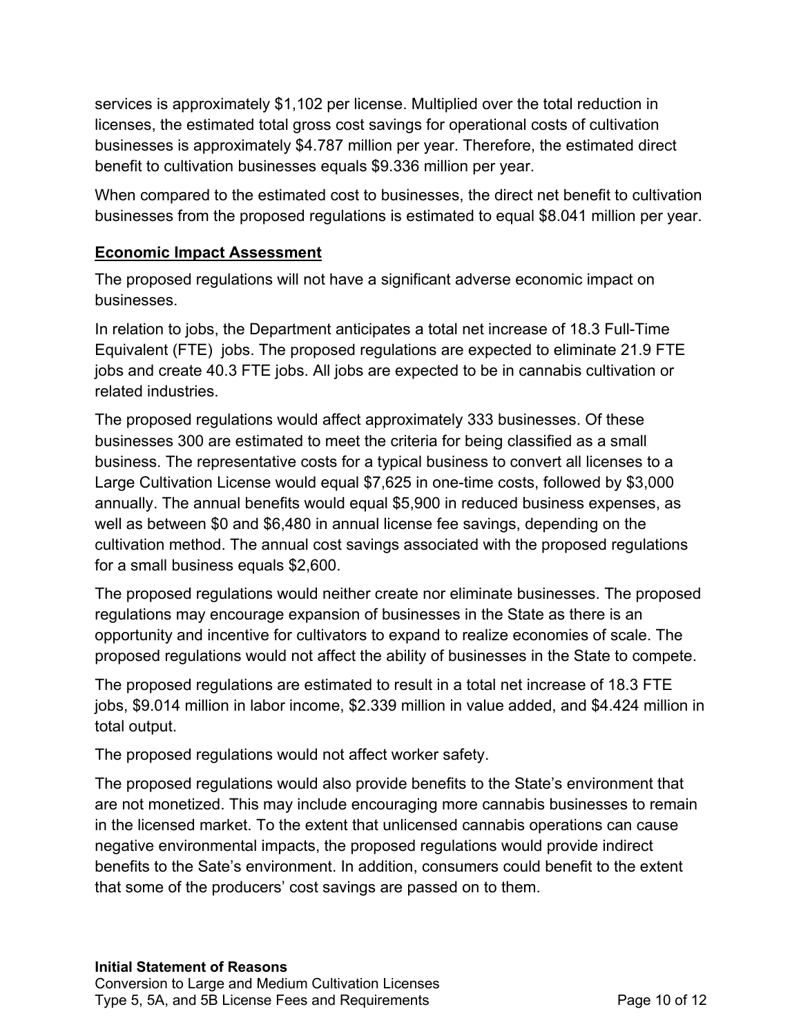services is approximately $1,102 per license. Multiplied over the total reduction in licenses, the estimated total gross cost savings for operational costs of cultivation businesses is approximately $4.787 million per year. Therefore, the estimated direct benefit to cultivation businesses equals $9.336 million per year.

When compared to the estimated cost to businesses, the direct net benefit to cultivation businesses from the proposed regulations is estimated to equal $8.041 million per year.

## **Economic Impact Assessment**

The proposed regulations will not have a significant adverse economic impact on businesses.

In relation to jobs, the Department anticipates a total net increase of 18.3 Full-Time Equivalent (FTE) jobs. The proposed regulations are expected to eliminate 21.9 FTE jobs and create 40.3 FTE jobs. All jobs are expected to be in cannabis cultivation or related industries.

The proposed regulations would affect approximately 333 businesses. Of these businesses 300 are estimated to meet the criteria for being classified as a small business. The representative costs for a typical business to convert all licenses to a Large Cultivation License would equal $7,625 in one-time costs, followed by $3,000 annually. The annual benefits would equal $5,900 in reduced business expenses, as well as between $0 and $6,480 in annual license fee savings, depending on the cultivation method. The annual cost savings associated with the proposed regulations for a small business equals $2,600.

The proposed regulations would neither create nor eliminate businesses. The proposed regulations may encourage expansion of businesses in the State as there is an opportunity and incentive for cultivators to expand to realize economies of scale. The proposed regulations would not affect the ability of businesses in the State to compete.

The proposed regulations are estimated to result in a total net increase of 18.3 FTE jobs, $9.014 million in labor income, $2.339 million in value added, and $4.424 million in total output.

The proposed regulations would not affect worker safety.

The proposed regulations would also provide benefits to the State's environment that are not monetized. This may include encouraging more cannabis businesses to remain in the licensed market. To the extent that unlicensed cannabis operations can cause negative environmental impacts, the proposed regulations would provide indirect benefits to the Sate's environment. In addition, consumers could benefit to the extent that some of the producers' cost savings are passed on to them.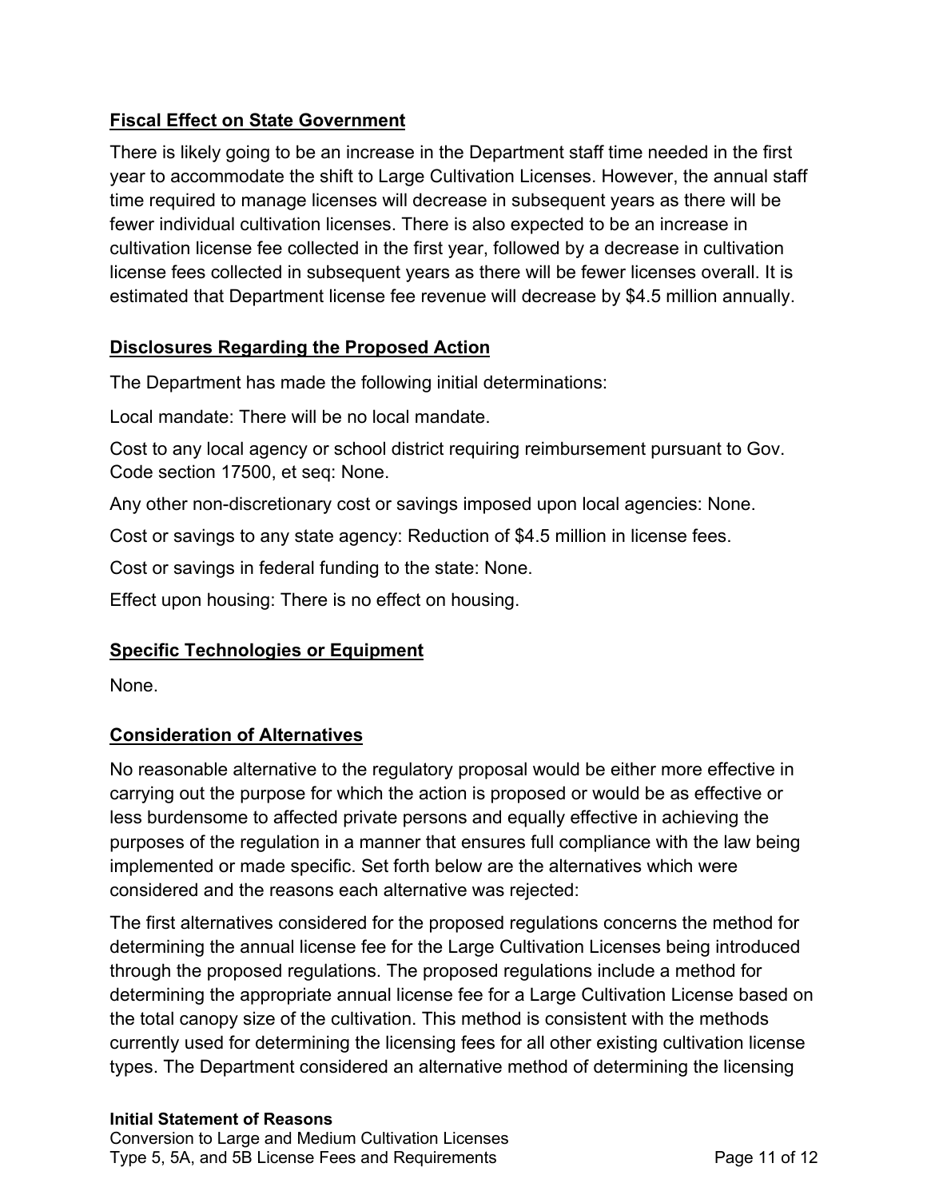**Fiscal Effect on State Government**

There is likely going to be an increase in the Department staff time needed in the first year to accommodate the shift to Large Cultivation Licenses. However, the annual staff time required to manage licenses will decrease in subsequent years as there will be fewer individual cultivation licenses. There is also expected to be an increase in cultivation license fee collected in the first year, followed by a decrease in cultivation license fees collected in subsequent years as there will be fewer licenses overall. It is estimated that Department license fee revenue will decrease by $4.5 million annually.

**Disclosures Regarding the Proposed Action**

The Department has made the following initial determinations:

Local mandate: There will be no local mandate.

Cost to any local agency or school district requiring reimbursement pursuant to Gov. Code section 17500, et seq: None.

Any other non-discretionary cost or savings imposed upon local agencies: None.

Cost or savings to any state agency: Reduction of $4.5 million in license fees.

Cost or savings in federal funding to the state: None.

Effect upon housing: There is no effect on housing.

**Specific Technologies or Equipment**

None.

**Consideration of Alternatives**

No reasonable alternative to the regulatory proposal would be either more effective in carrying out the purpose for which the action is proposed or would be as effective or less burdensome to affected private persons and equally effective in achieving the purposes of the regulation in a manner that ensures full compliance with the law being implemented or made specific. Set forth below are the alternatives which were considered and the reasons each alternative was rejected:

The first alternatives considered for the proposed regulations concerns the method for determining the annual license fee for the Large Cultivation Licenses being introduced through the proposed regulations. The proposed regulations include a method for determining the appropriate annual license fee for a Large Cultivation License based on the total canopy size of the cultivation. This method is consistent with the methods currently used for determining the licensing fees for all other existing cultivation license types. The Department considered an alternative method of determining the licensing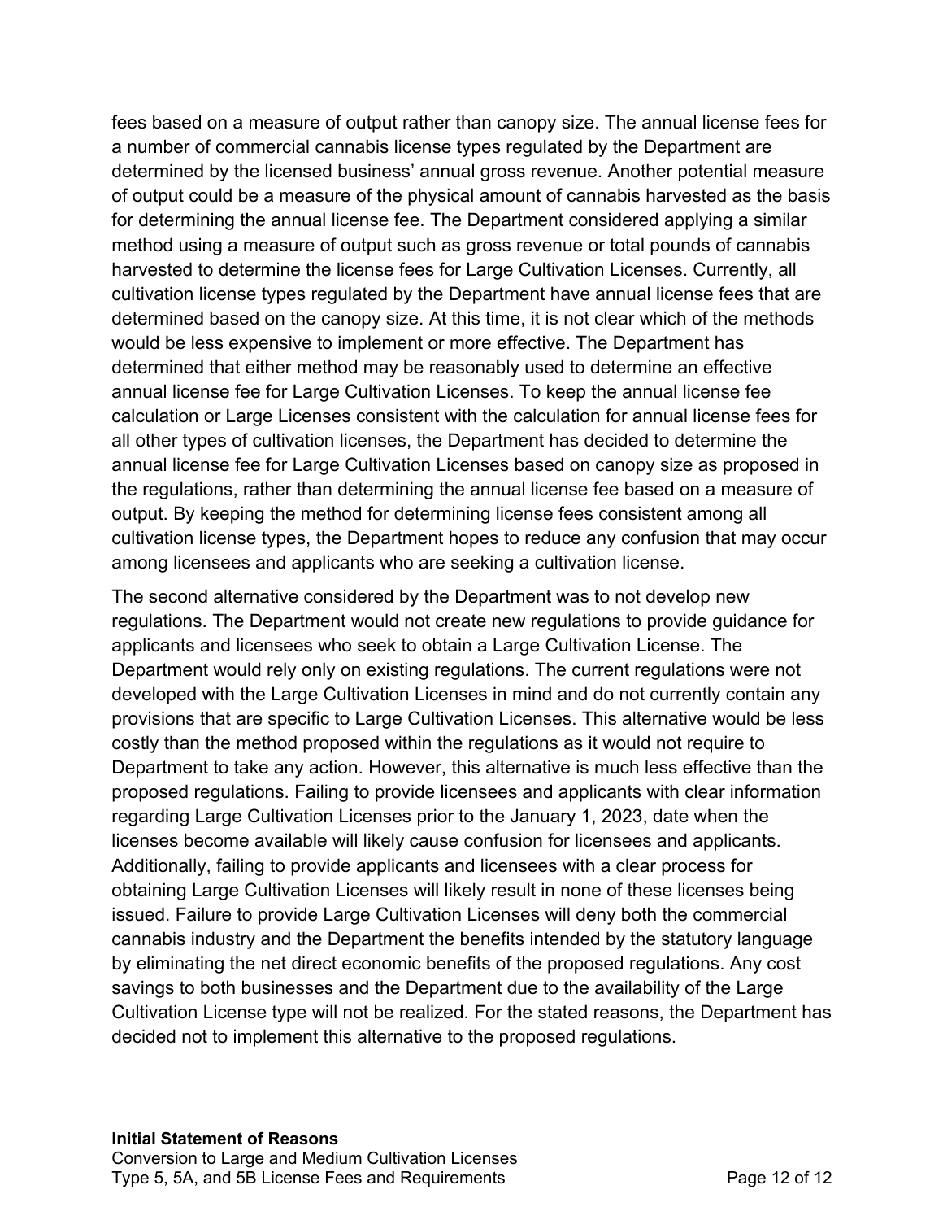fees based on a measure of output rather than canopy size. The annual license fees for a number of commercial cannabis license types regulated by the Department are determined by the licensed business' annual gross revenue. Another potential measure of output could be a measure of the physical amount of cannabis harvested as the basis for determining the annual license fee. The Department considered applying a similar method using a measure of output such as gross revenue or total pounds of cannabis harvested to determine the license fees for Large Cultivation Licenses. Currently, all cultivation license types regulated by the Department have annual license fees that are determined based on the canopy size. At this time, it is not clear which of the methods would be less expensive to implement or more effective. The Department has determined that either method may be reasonably used to determine an effective annual license fee for Large Cultivation Licenses. To keep the annual license fee calculation or Large Licenses consistent with the calculation for annual license fees for all other types of cultivation licenses, the Department has decided to determine the annual license fee for Large Cultivation Licenses based on canopy size as proposed in the regulations, rather than determining the annual license fee based on a measure of output. By keeping the method for determining license fees consistent among all cultivation license types, the Department hopes to reduce any confusion that may occur among licensees and applicants who are seeking a cultivation license.

The second alternative considered by the Department was to not develop new regulations. The Department would not create new regulations to provide guidance for applicants and licensees who seek to obtain a Large Cultivation License. The Department would rely only on existing regulations. The current regulations were not developed with the Large Cultivation Licenses in mind and do not currently contain any provisions that are specific to Large Cultivation Licenses. This alternative would be less costly than the method proposed within the regulations as it would not require to Department to take any action. However, this alternative is much less effective than the proposed regulations. Failing to provide licensees and applicants with clear information regarding Large Cultivation Licenses prior to the January 1, 2023, date when the licenses become available will likely cause confusion for licensees and applicants. Additionally, failing to provide applicants and licensees with a clear process for obtaining Large Cultivation Licenses will likely result in none of these licenses being issued. Failure to provide Large Cultivation Licenses will deny both the commercial cannabis industry and the Department the benefits intended by the statutory language by eliminating the net direct economic benefits of the proposed regulations. Any cost savings to both businesses and the Department due to the availability of the Large Cultivation License type will not be realized. For the stated reasons, the Department has decided not to implement this alternative to the proposed regulations.